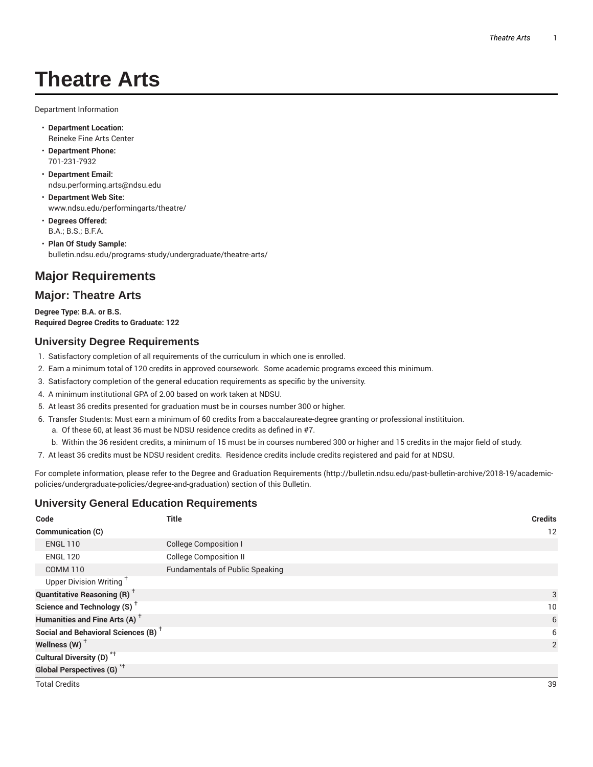# Theatre Arts

Department Information

- **Department Location:**
  Reineke Fine Arts Center
- **Department Phone:**
  701-231-7932
- **Department Email:**
  ndsu.performing.arts@ndsu.edu
- **Department Web Site:**
  www.ndsu.edu/performingarts/theatre/
- **Degrees Offered:**
  B.A.; B.S.; B.F.A.
- **Plan Of Study Sample:**
  bulletin.ndsu.edu/programs-study/undergraduate/theatre-arts/

## Major Requirements

## Major: Theatre Arts

**Degree Type: B.A. or B.S.**
**Required Degree Credits to Graduate: 122**

### University Degree Requirements

1. Satisfactory completion of all requirements of the curriculum in which one is enrolled.
2. Earn a minimum total of 120 credits in approved coursework. Some academic programs exceed this minimum.
3. Satisfactory completion of the general education requirements as specific by the university.
4. A minimum institutional GPA of 2.00 based on work taken at NDSU.
5. At least 36 credits presented for graduation must be in courses number 300 or higher.
6. Transfer Students: Must earn a minimum of 60 credits from a baccalaureate-degree granting or professional instititution.
   a. Of these 60, at least 36 must be NDSU residence credits as defined in #7.
   b. Within the 36 resident credits, a minimum of 15 must be in courses numbered 300 or higher and 15 credits in the major field of study.
7. At least 36 credits must be NDSU resident credits. Residence credits include credits registered and paid for at NDSU.

For complete information, please refer to the Degree and Graduation Requirements (http://bulletin.ndsu.edu/past-bulletin-archive/2018-19/academic-policies/undergraduate-policies/degree-and-graduation) section of this Bulletin.

### University General Education Requirements

| Code | Title | Credits |
|---|---|---|
| **Communication (C)** | | 12 |
| ENGL 110 | College Composition I | |
| ENGL 120 | College Composition II | |
| COMM 110 | Fundamentals of Public Speaking | |
| Upper Division Writing † | | |
| **Quantitative Reasoning (R) †** | | 3 |
| **Science and Technology (S) †** | | 10 |
| **Humanities and Fine Arts (A) †** | | 6 |
| **Social and Behavioral Sciences (B) †** | | 6 |
| **Wellness (W) †** | | 2 |
| **Cultural Diversity (D) *†** | | |
| **Global Perspectives (G) *†** | | |
| Total Credits | | 39 |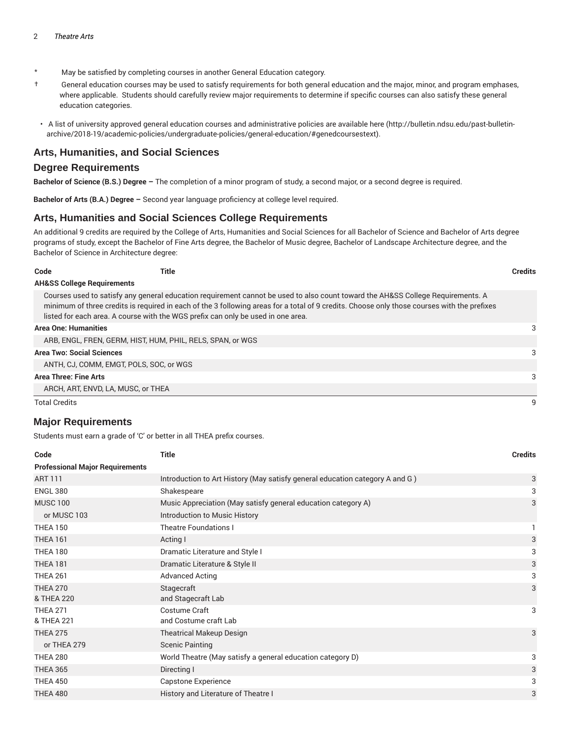\* May be satisfied by completing courses in another General Education category.

† General education courses may be used to satisfy requirements for both general education and the major, minor, and program emphases, where applicable. Students should carefully review major requirements to determine if specific courses can also satisfy these general education categories.

- A list of university approved general education courses and administrative policies are available here (http://bulletin.ndsu.edu/past-bulletin-archive/2018-19/academic-policies/undergraduate-policies/general-education/#genedcoursestext).

## Arts, Humanities, and Social Sciences

## Degree Requirements

**Bachelor of Science (B.S.) Degree –** The completion of a minor program of study, a second major, or a second degree is required.

**Bachelor of Arts (B.A.) Degree –** Second year language proficiency at college level required.

## Arts, Humanities and Social Sciences College Requirements

An additional 9 credits are required by the College of Arts, Humanities and Social Sciences for all Bachelor of Science and Bachelor of Arts degree programs of study, except the Bachelor of Fine Arts degree, the Bachelor of Music degree, Bachelor of Landscape Architecture degree, and the Bachelor of Science in Architecture degree:

| Code | Title | Credits |
|---|---|---|
| **AH&SS College Requirements** | | |
| Courses used to satisfy any general education requirement cannot be used to also count toward the AH&SS College Requirements. A minimum of three credits is required in each of the 3 following areas for a total of 9 credits. Choose only those courses with the prefixes listed for each area. A course with the WGS prefix can only be used in one area. | | |
| **Area One: Humanities** | | 3 |
| ARB, ENGL, FREN, GERM, HIST, HUM, PHIL, RELS, SPAN, or WGS | | |
| **Area Two: Social Sciences** | | 3 |
| ANTH, CJ, COMM, EMGT, POLS, SOC, or WGS | | |
| **Area Three: Fine Arts** | | 3 |
| ARCH, ART, ENVD, LA, MUSC, or THEA | | |
| Total Credits | | 9 |

## Major Requirements

Students must earn a grade of 'C' or better in all THEA prefix courses.

| Code | Title | Credits |
|---|---|---|
| **Professional Major Requirements** | | |
| ART 111 | Introduction to Art History (May satisfy general education category A and G ) | 3 |
| ENGL 380 | Shakespeare | 3 |
| MUSC 100 | Music Appreciation (May satisfy general education category A) | 3 |
| or MUSC 103 | Introduction to Music History | |
| THEA 150 | Theatre Foundations I | 1 |
| THEA 161 | Acting I | 3 |
| THEA 180 | Dramatic Literature and Style I | 3 |
| THEA 181 | Dramatic Literature & Style II | 3 |
| THEA 261 | Advanced Acting | 3 |
| THEA 270<br>& THEA 220 | Stagecraft<br>and Stagecraft Lab | 3 |
| THEA 271<br>& THEA 221 | Costume Craft<br>and Costume craft Lab | 3 |
| THEA 275 | Theatrical Makeup Design | 3 |
| or THEA 279 | Scenic Painting | |
| THEA 280 | World Theatre (May satisfy a general education category D) | 3 |
| THEA 365 | Directing I | 3 |
| THEA 450 | Capstone Experience | 3 |
| THEA 480 | History and Literature of Theatre I | 3 |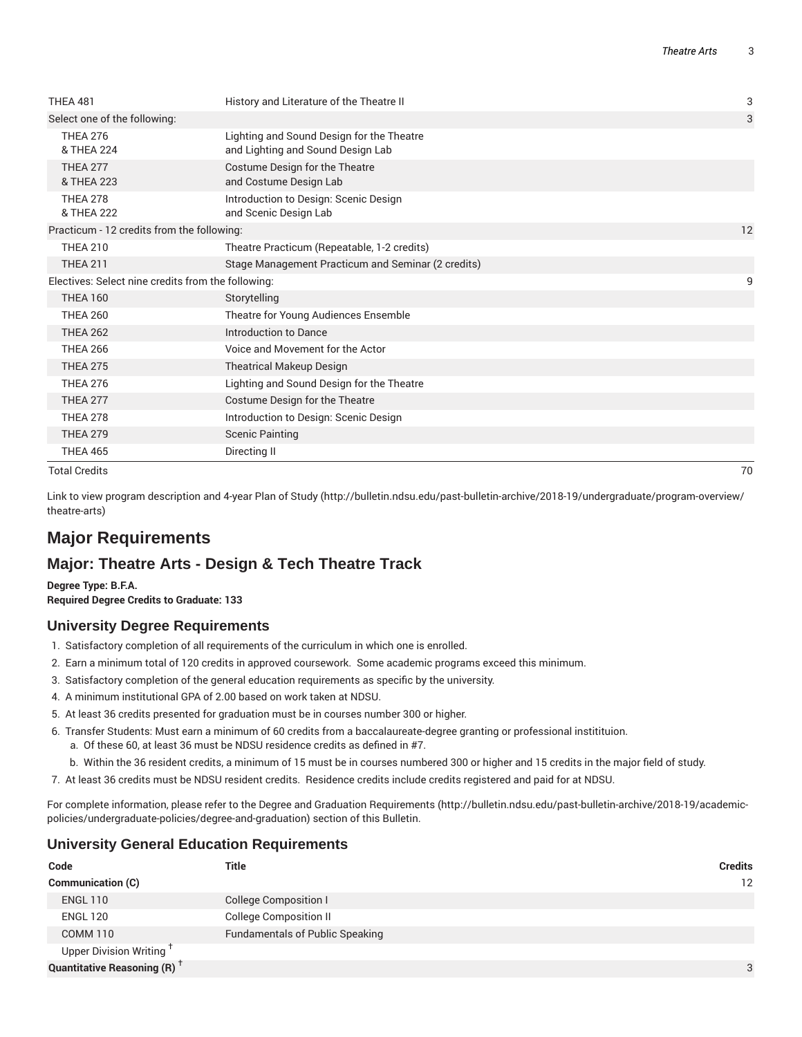| | | |
|---|---|---|
| THEA 481 | History and Literature of the Theatre II | 3 |
| Select one of the following: | | 3 |
| THEA 276 & THEA 224 | Lighting and Sound Design for the Theatre and Lighting and Sound Design Lab | |
| THEA 277 & THEA 223 | Costume Design for the Theatre and Costume Design Lab | |
| THEA 278 & THEA 222 | Introduction to Design: Scenic Design and Scenic Design Lab | |
| Practicum - 12 credits from the following: | | 12 |
| THEA 210 | Theatre Practicum (Repeatable, 1-2 credits) | |
| THEA 211 | Stage Management Practicum and Seminar (2 credits) | |
| Electives: Select nine credits from the following: | | 9 |
| THEA 160 | Storytelling | |
| THEA 260 | Theatre for Young Audiences Ensemble | |
| THEA 262 | Introduction to Dance | |
| THEA 266 | Voice and Movement for the Actor | |
| THEA 275 | Theatrical Makeup Design | |
| THEA 276 | Lighting and Sound Design for the Theatre | |
| THEA 277 | Costume Design for the Theatre | |
| THEA 278 | Introduction to Design: Scenic Design | |
| THEA 279 | Scenic Painting | |
| THEA 465 | Directing II | |
| Total Credits | | 70 |

Link to view program description and 4-year Plan of Study (http://bulletin.ndsu.edu/past-bulletin-archive/2018-19/undergraduate/program-overview/theatre-arts)

# Major Requirements

## Major: Theatre Arts - Design & Tech Theatre Track

**Degree Type: B.F.A.**
**Required Degree Credits to Graduate: 133**

### University Degree Requirements

1. Satisfactory completion of all requirements of the curriculum in which one is enrolled.
2. Earn a minimum total of 120 credits in approved coursework. Some academic programs exceed this minimum.
3. Satisfactory completion of the general education requirements as specific by the university.
4. A minimum institutional GPA of 2.00 based on work taken at NDSU.
5. At least 36 credits presented for graduation must be in courses number 300 or higher.
6. Transfer Students: Must earn a minimum of 60 credits from a baccalaureate-degree granting or professional instititution.
   a. Of these 60, at least 36 must be NDSU residence credits as defined in #7.
   b. Within the 36 resident credits, a minimum of 15 must be in courses numbered 300 or higher and 15 credits in the major field of study.
7. At least 36 credits must be NDSU resident credits. Residence credits include credits registered and paid for at NDSU.

For complete information, please refer to the Degree and Graduation Requirements (http://bulletin.ndsu.edu/past-bulletin-archive/2018-19/academic-policies/undergraduate-policies/degree-and-graduation) section of this Bulletin.

### University General Education Requirements

| Code | Title | Credits |
|---|---|---|
| **Communication (C)** | | 12 |
| ENGL 110 | College Composition I | |
| ENGL 120 | College Composition II | |
| COMM 110 | Fundamentals of Public Speaking | |
| Upper Division Writing † | | |
| **Quantitative Reasoning (R) †** | | 3 |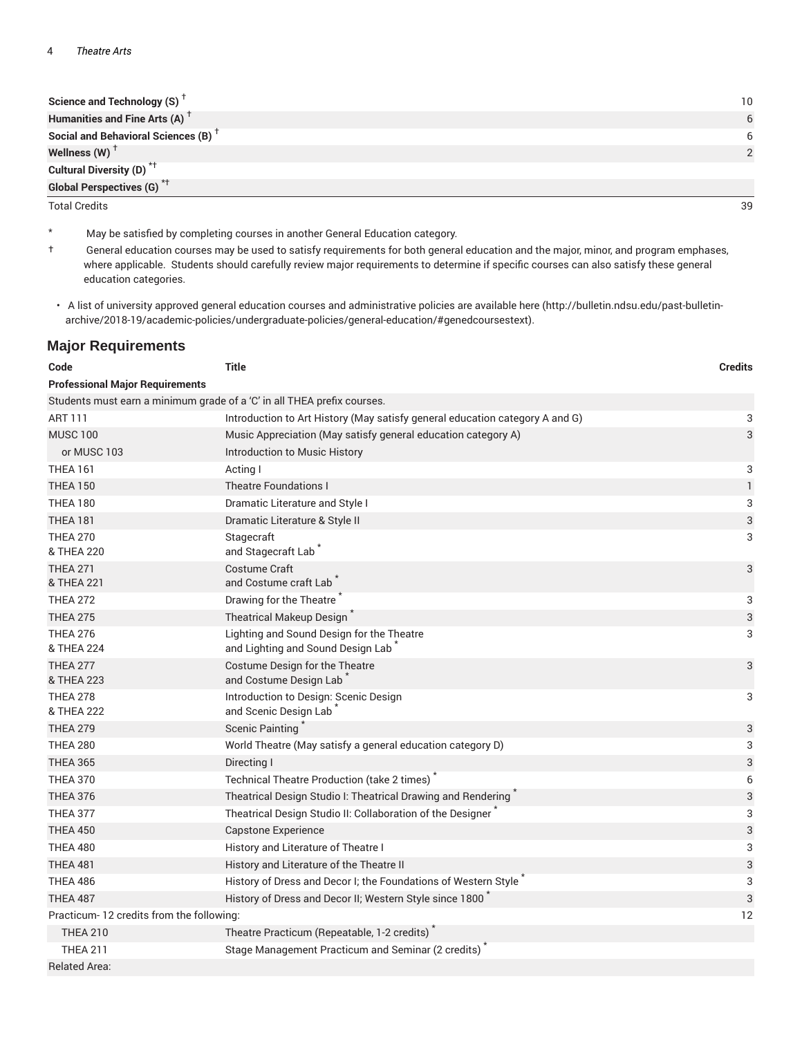| | |
|---|---|
| **Science and Technology (S)** † | 10 |
| **Humanities and Fine Arts (A)** † | 6 |
| **Social and Behavioral Sciences (B)** † | 6 |
| **Wellness (W)** † | 2 |
| **Cultural Diversity (D)** *† | |
| **Global Perspectives (G)** *† | |
| Total Credits | 39 |

\* May be satisfied by completing courses in another General Education category.

† General education courses may be used to satisfy requirements for both general education and the major, minor, and program emphases, where applicable. Students should carefully review major requirements to determine if specific courses can also satisfy these general education categories.

- A list of university approved general education courses and administrative policies are available here (http://bulletin.ndsu.edu/past-bulletin-archive/2018-19/academic-policies/undergraduate-policies/general-education/#genedcoursestext).

## Major Requirements

| Code | Title | Credits |
|---|---|---|
| **Professional Major Requirements** | | |
| Students must earn a minimum grade of a 'C' in all THEA prefix courses. | | |
| ART 111 | Introduction to Art History (May satisfy general education category A and G) | 3 |
| MUSC 100 | Music Appreciation (May satisfy general education category A) | 3 |
| or MUSC 103 | Introduction to Music History | |
| THEA 161 | Acting I | 3 |
| THEA 150 | Theatre Foundations I | 1 |
| THEA 180 | Dramatic Literature and Style I | 3 |
| THEA 181 | Dramatic Literature & Style II | 3 |
| THEA 270 & THEA 220 | Stagecraft and Stagecraft Lab * | 3 |
| THEA 271 & THEA 221 | Costume Craft and Costume craft Lab * | 3 |
| THEA 272 | Drawing for the Theatre * | 3 |
| THEA 275 | Theatrical Makeup Design * | 3 |
| THEA 276 & THEA 224 | Lighting and Sound Design for the Theatre and Lighting and Sound Design Lab * | 3 |
| THEA 277 & THEA 223 | Costume Design for the Theatre and Costume Design Lab * | 3 |
| THEA 278 & THEA 222 | Introduction to Design: Scenic Design and Scenic Design Lab * | 3 |
| THEA 279 | Scenic Painting * | 3 |
| THEA 280 | World Theatre (May satisfy a general education category D) | 3 |
| THEA 365 | Directing I | 3 |
| THEA 370 | Technical Theatre Production (take 2 times) * | 6 |
| THEA 376 | Theatrical Design Studio I: Theatrical Drawing and Rendering * | 3 |
| THEA 377 | Theatrical Design Studio II: Collaboration of the Designer * | 3 |
| THEA 450 | Capstone Experience | 3 |
| THEA 480 | History and Literature of Theatre I | 3 |
| THEA 481 | History and Literature of the Theatre II | 3 |
| THEA 486 | History of Dress and Decor I; the Foundations of Western Style * | 3 |
| THEA 487 | History of Dress and Decor II; Western Style since 1800 * | 3 |
| Practicum- 12 credits from the following: | | 12 |
| THEA 210 | Theatre Practicum (Repeatable, 1-2 credits) * | |
| THEA 211 | Stage Management Practicum and Seminar (2 credits) * | |
| Related Area: | | |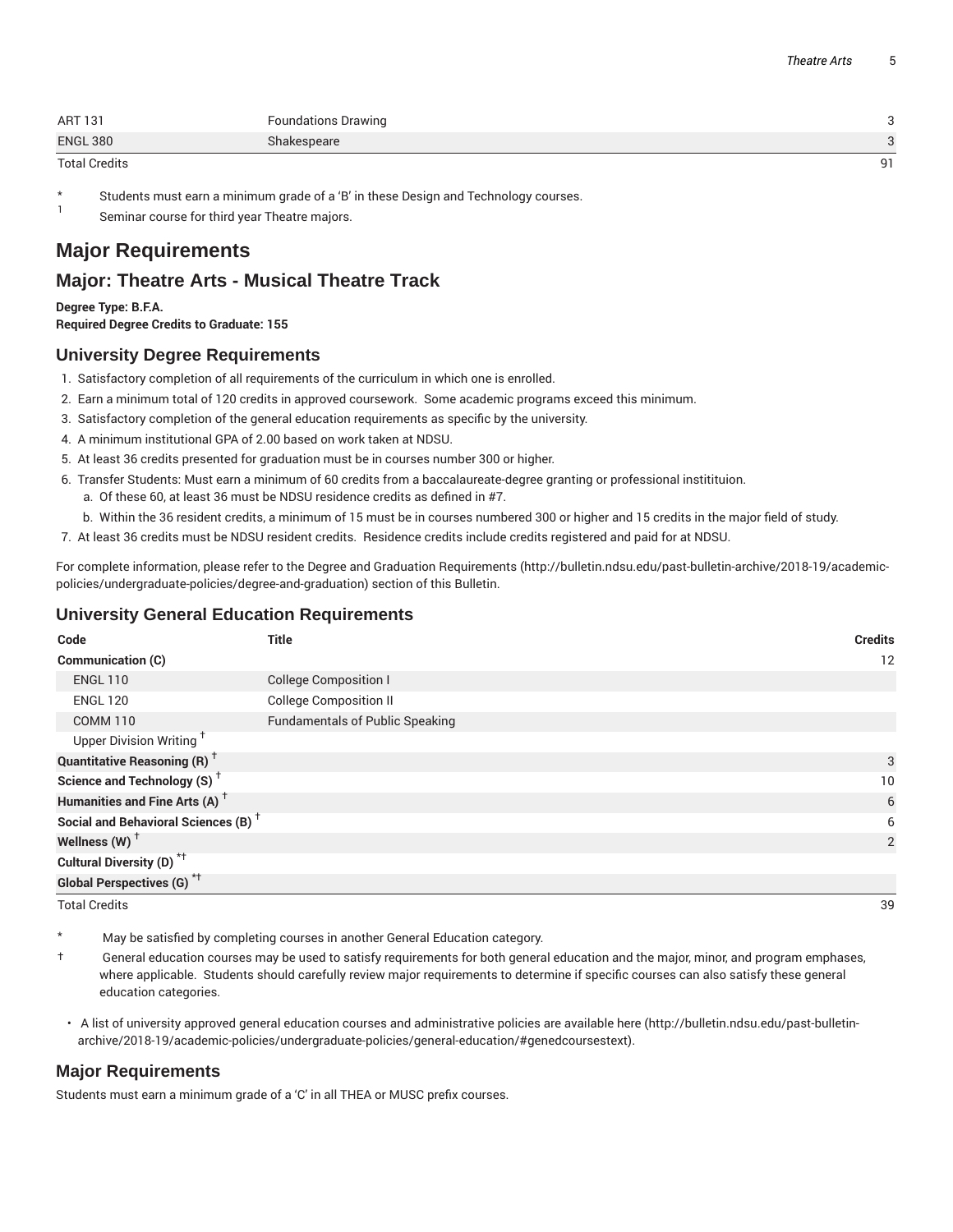| | | |
|---|---|---|
| ART 131 | Foundations Drawing | 3 |
| ENGL 380 | Shakespeare | 3 |
| Total Credits | | 91 |

\* Students must earn a minimum grade of a 'B' in these Design and Technology courses.

[1] Seminar course for third year Theatre majors.

# Major Requirements

## Major: Theatre Arts - Musical Theatre Track

**Degree Type: B.F.A.**
**Required Degree Credits to Graduate: 155**

### University Degree Requirements

1. Satisfactory completion of all requirements of the curriculum in which one is enrolled.
2. Earn a minimum total of 120 credits in approved coursework. Some academic programs exceed this minimum.
3. Satisfactory completion of the general education requirements as specific by the university.
4. A minimum institutional GPA of 2.00 based on work taken at NDSU.
5. At least 36 credits presented for graduation must be in courses number 300 or higher.
6. Transfer Students: Must earn a minimum of 60 credits from a baccalaureate-degree granting or professional instititiuon.
   a. Of these 60, at least 36 must be NDSU residence credits as defined in #7.
   b. Within the 36 resident credits, a minimum of 15 must be in courses numbered 300 or higher and 15 credits in the major field of study.
7. At least 36 credits must be NDSU resident credits. Residence credits include credits registered and paid for at NDSU.

For complete information, please refer to the Degree and Graduation Requirements (http://bulletin.ndsu.edu/past-bulletin-archive/2018-19/academic-policies/undergraduate-policies/degree-and-graduation) section of this Bulletin.

### University General Education Requirements

| Code | Title | Credits |
|---|---|---|
| **Communication (C)** | | 12 |
| ENGL 110 | College Composition I | |
| ENGL 120 | College Composition II | |
| COMM 110 | Fundamentals of Public Speaking | |
| Upper Division Writing † | | |
| **Quantitative Reasoning (R) †** | | 3 |
| **Science and Technology (S) †** | | 10 |
| **Humanities and Fine Arts (A) †** | | 6 |
| **Social and Behavioral Sciences (B) †** | | 6 |
| **Wellness (W) †** | | 2 |
| **Cultural Diversity (D) \*†** | | |
| **Global Perspectives (G) \*†** | | |
| Total Credits | | 39 |

\* May be satisfied by completing courses in another General Education category.

† General education courses may be used to satisfy requirements for both general education and the major, minor, and program emphases, where applicable. Students should carefully review major requirements to determine if specific courses can also satisfy these general education categories.

- A list of university approved general education courses and administrative policies are available here (http://bulletin.ndsu.edu/past-bulletin-archive/2018-19/academic-policies/undergraduate-policies/general-education/#genedcoursestext).

### Major Requirements

Students must earn a minimum grade of a 'C' in all THEA or MUSC prefix courses.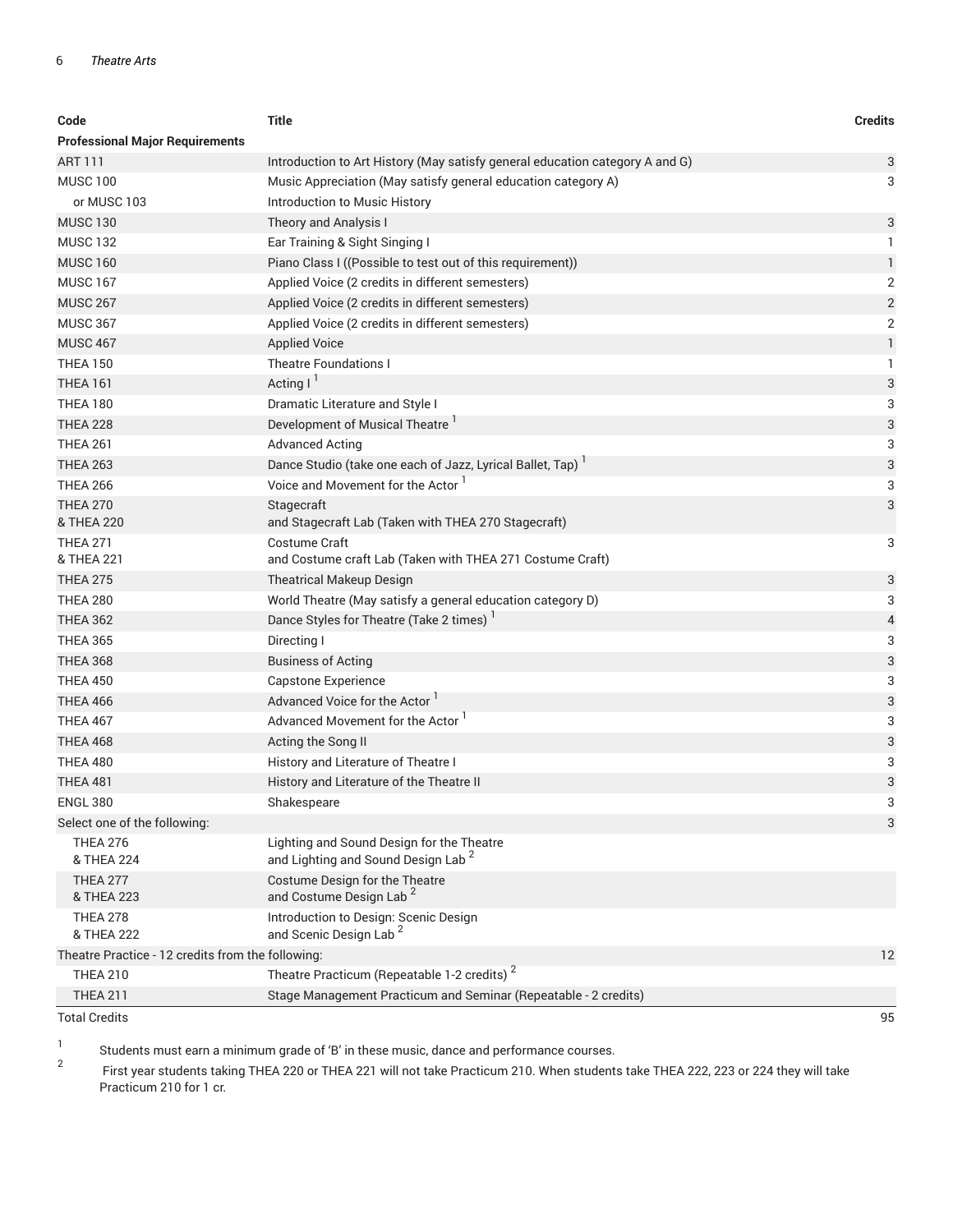| Code | Title | Credits |
|---|---|---|
| **Professional Major Requirements** | | |
| ART 111 | Introduction to Art History (May satisfy general education category A and G) | 3 |
| MUSC 100 | Music Appreciation (May satisfy general education category A) | 3 |
| or MUSC 103 | Introduction to Music History | |
| MUSC 130 | Theory and Analysis I | 3 |
| MUSC 132 | Ear Training & Sight Singing I | 1 |
| MUSC 160 | Piano Class I ((Possible to test out of this requirement)) | 1 |
| MUSC 167 | Applied Voice (2 credits in different semesters) | 2 |
| MUSC 267 | Applied Voice (2 credits in different semesters) | 2 |
| MUSC 367 | Applied Voice (2 credits in different semesters) | 2 |
| MUSC 467 | Applied Voice | 1 |
| THEA 150 | Theatre Foundations I | 1 |
| THEA 161 | Acting I [1] | 3 |
| THEA 180 | Dramatic Literature and Style I | 3 |
| THEA 228 | Development of Musical Theatre [1] | 3 |
| THEA 261 | Advanced Acting | 3 |
| THEA 263 | Dance Studio (take one each of Jazz, Lyrical Ballet, Tap) [1] | 3 |
| THEA 266 | Voice and Movement for the Actor [1] | 3 |
| THEA 270 & THEA 220 | Stagecraft and Stagecraft Lab (Taken with THEA 270 Stagecraft) | 3 |
| THEA 271 & THEA 221 | Costume Craft and Costume craft Lab (Taken with THEA 271 Costume Craft) | 3 |
| THEA 275 | Theatrical Makeup Design | 3 |
| THEA 280 | World Theatre (May satisfy a general education category D) | 3 |
| THEA 362 | Dance Styles for Theatre (Take 2 times) [1] | 4 |
| THEA 365 | Directing I | 3 |
| THEA 368 | Business of Acting | 3 |
| THEA 450 | Capstone Experience | 3 |
| THEA 466 | Advanced Voice for the Actor [1] | 3 |
| THEA 467 | Advanced Movement for the Actor [1] | 3 |
| THEA 468 | Acting the Song II | 3 |
| THEA 480 | History and Literature of Theatre I | 3 |
| THEA 481 | History and Literature of the Theatre II | 3 |
| ENGL 380 | Shakespeare | 3 |
| Select one of the following: | | 3 |
| THEA 276 & THEA 224 | Lighting and Sound Design for the Theatre and Lighting and Sound Design Lab [2] | |
| THEA 277 & THEA 223 | Costume Design for the Theatre and Costume Design Lab [2] | |
| THEA 278 & THEA 222 | Introduction to Design: Scenic Design and Scenic Design Lab [2] | |
| Theatre Practice - 12 credits from the following: | | 12 |
| THEA 210 | Theatre Practicum (Repeatable 1-2 credits) [2] | |
| THEA 211 | Stage Management Practicum and Seminar (Repeatable - 2 credits) | |
| Total Credits | | 95 |

1. Students must earn a minimum grade of 'B' in these music, dance and performance courses.
2. First year students taking THEA 220 or THEA 221 will not take Practicum 210. When students take THEA 222, 223 or 224 they will take Practicum 210 for 1 cr.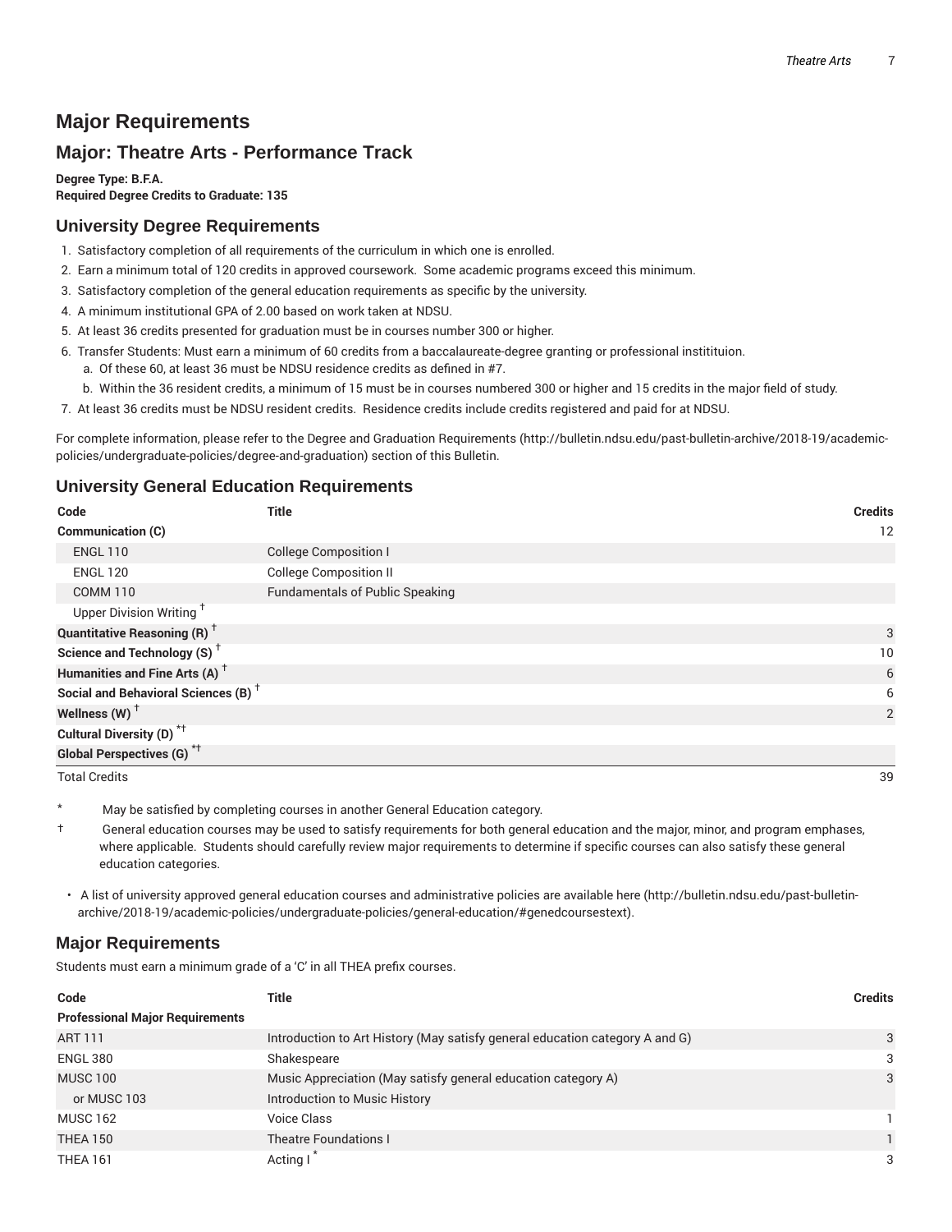# Major Requirements

## Major: Theatre Arts - Performance Track

**Degree Type: B.F.A.**
**Required Degree Credits to Graduate: 135**

### University Degree Requirements

1. Satisfactory completion of all requirements of the curriculum in which one is enrolled.
2. Earn a minimum total of 120 credits in approved coursework. Some academic programs exceed this minimum.
3. Satisfactory completion of the general education requirements as specific by the university.
4. A minimum institutional GPA of 2.00 based on work taken at NDSU.
5. At least 36 credits presented for graduation must be in courses number 300 or higher.
6. Transfer Students: Must earn a minimum of 60 credits from a baccalaureate-degree granting or professional instititution.
   a. Of these 60, at least 36 must be NDSU residence credits as defined in #7.
   b. Within the 36 resident credits, a minimum of 15 must be in courses numbered 300 or higher and 15 credits in the major field of study.
7. At least 36 credits must be NDSU resident credits. Residence credits include credits registered and paid for at NDSU.

For complete information, please refer to the Degree and Graduation Requirements (http://bulletin.ndsu.edu/past-bulletin-archive/2018-19/academic-policies/undergraduate-policies/degree-and-graduation) section of this Bulletin.

### University General Education Requirements

| Code | Title | Credits |
|---|---|---|
| **Communication (C)** | | 12 |
| ENGL 110 | College Composition I | |
| ENGL 120 | College Composition II | |
| COMM 110 | Fundamentals of Public Speaking | |
| Upper Division Writing † | | |
| **Quantitative Reasoning (R)** † | | 3 |
| **Science and Technology (S)** † | | 10 |
| **Humanities and Fine Arts (A)** † | | 6 |
| **Social and Behavioral Sciences (B)** † | | 6 |
| **Wellness (W)** † | | 2 |
| **Cultural Diversity (D)** *† | | |
| **Global Perspectives (G)** *† | | |
| Total Credits | | 39 |

\* May be satisfied by completing courses in another General Education category.

† General education courses may be used to satisfy requirements for both general education and the major, minor, and program emphases, where applicable. Students should carefully review major requirements to determine if specific courses can also satisfy these general education categories.

- A list of university approved general education courses and administrative policies are available here (http://bulletin.ndsu.edu/past-bulletin-archive/2018-19/academic-policies/undergraduate-policies/general-education/#genedcoursestext).

### Major Requirements

Students must earn a minimum grade of a 'C' in all THEA prefix courses.

| Code | Title | Credits |
|---|---|---|
| **Professional Major Requirements** | | |
| ART 111 | Introduction to Art History (May satisfy general education category A and G) | 3 |
| ENGL 380 | Shakespeare | 3 |
| MUSC 100 | Music Appreciation (May satisfy general education category A) | 3 |
| or MUSC 103 | Introduction to Music History | |
| MUSC 162 | Voice Class | 1 |
| THEA 150 | Theatre Foundations I | 1 |
| THEA 161 | Acting I * | 3 |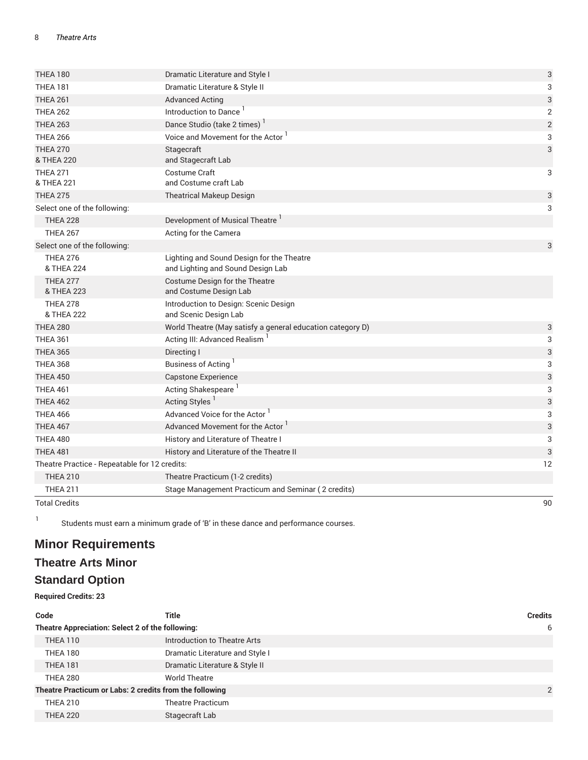| Code | Title | Credits |
| --- | --- | --- |
| THEA 180 | Dramatic Literature and Style I | 3 |
| THEA 181 | Dramatic Literature & Style II | 3 |
| THEA 261 | Advanced Acting | 3 |
| THEA 262 | Introduction to Dance [1] | 2 |
| THEA 263 | Dance Studio (take 2 times) [1] | 2 |
| THEA 266 | Voice and Movement for the Actor [1] | 3 |
| THEA 270 & THEA 220 | Stagecraft and Stagecraft Lab | 3 |
| THEA 271 & THEA 221 | Costume Craft and Costume craft Lab | 3 |
| THEA 275 | Theatrical Makeup Design | 3 |
| Select one of the following: | | 3 |
| THEA 228 | Development of Musical Theatre [1] | |
| THEA 267 | Acting for the Camera | |
| Select one of the following: | | 3 |
| THEA 276 & THEA 224 | Lighting and Sound Design for the Theatre and Lighting and Sound Design Lab | |
| THEA 277 & THEA 223 | Costume Design for the Theatre and Costume Design Lab | |
| THEA 278 & THEA 222 | Introduction to Design: Scenic Design and Scenic Design Lab | |
| THEA 280 | World Theatre (May satisfy a general education category D) | 3 |
| THEA 361 | Acting III: Advanced Realism [1] | 3 |
| THEA 365 | Directing I | 3 |
| THEA 368 | Business of Acting [1] | 3 |
| THEA 450 | Capstone Experience | 3 |
| THEA 461 | Acting Shakespeare [1] | 3 |
| THEA 462 | Acting Styles [1] | 3 |
| THEA 466 | Advanced Voice for the Actor [1] | 3 |
| THEA 467 | Advanced Movement for the Actor [1] | 3 |
| THEA 480 | History and Literature of Theatre I | 3 |
| THEA 481 | History and Literature of the Theatre II | 3 |
| Theatre Practice - Repeatable for 12 credits: | | 12 |
| THEA 210 | Theatre Practicum (1-2 credits) | |
| THEA 211 | Stage Management Practicum and Seminar ( 2 credits) | |
| Total Credits | | 90 |

[1] Students must earn a minimum grade of 'B' in these dance and performance courses.

# Minor Requirements

## Theatre Arts Minor

## Standard Option

**Required Credits: 23**

| Code | Title | Credits |
| --- | --- | --- |
| **Theatre Appreciation: Select 2 of the following:** | | 6 |
| THEA 110 | Introduction to Theatre Arts | |
| THEA 180 | Dramatic Literature and Style I | |
| THEA 181 | Dramatic Literature & Style II | |
| THEA 280 | World Theatre | |
| **Theatre Practicum or Labs: 2 credits from the following** | | 2 |
| THEA 210 | Theatre Practicum | |
| THEA 220 | Stagecraft Lab | |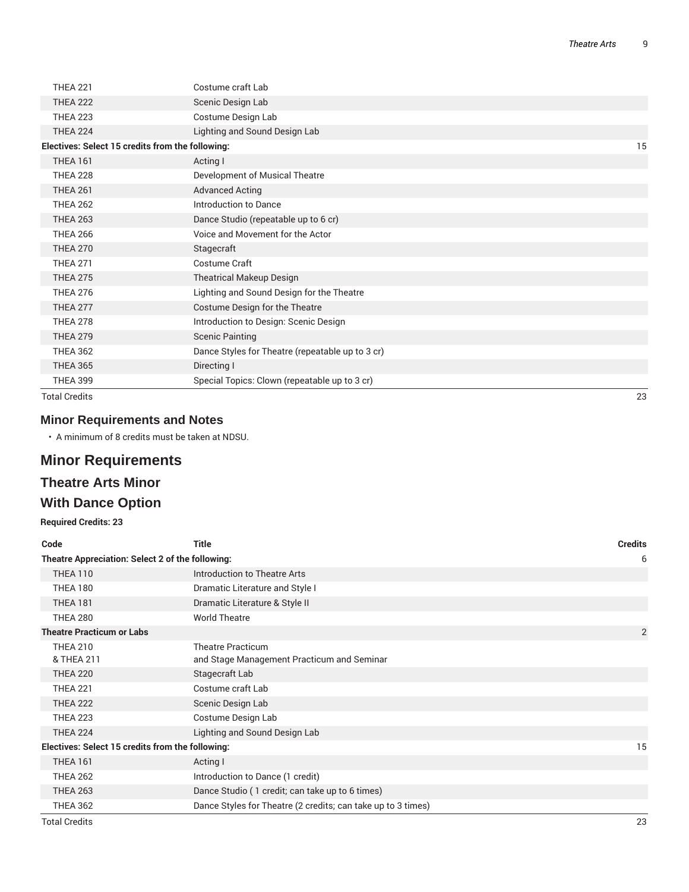| Code | Title | Credits |
| --- | --- | --- |
| THEA 221 | Costume craft Lab | |
| THEA 222 | Scenic Design Lab | |
| THEA 223 | Costume Design Lab | |
| THEA 224 | Lighting and Sound Design Lab | |
| **Electives: Select 15 credits from the following:** | | 15 |
| THEA 161 | Acting I | |
| THEA 228 | Development of Musical Theatre | |
| THEA 261 | Advanced Acting | |
| THEA 262 | Introduction to Dance | |
| THEA 263 | Dance Studio (repeatable up to 6 cr) | |
| THEA 266 | Voice and Movement for the Actor | |
| THEA 270 | Stagecraft | |
| THEA 271 | Costume Craft | |
| THEA 275 | Theatrical Makeup Design | |
| THEA 276 | Lighting and Sound Design for the Theatre | |
| THEA 277 | Costume Design for the Theatre | |
| THEA 278 | Introduction to Design: Scenic Design | |
| THEA 279 | Scenic Painting | |
| THEA 362 | Dance Styles for Theatre (repeatable up to 3 cr) | |
| THEA 365 | Directing I | |
| THEA 399 | Special Topics: Clown (repeatable up to 3 cr) | |
| Total Credits | | 23 |

### Minor Requirements and Notes

- A minimum of 8 credits must be taken at NDSU.

## Minor Requirements

### Theatre Arts Minor

### With Dance Option

**Required Credits: 23**

| Code | Title | Credits |
| --- | --- | --- |
| **Theatre Appreciation: Select 2 of the following:** | | 6 |
| THEA 110 | Introduction to Theatre Arts | |
| THEA 180 | Dramatic Literature and Style I | |
| THEA 181 | Dramatic Literature & Style II | |
| THEA 280 | World Theatre | |
| **Theatre Practicum or Labs** | | 2 |
| THEA 210 & THEA 211 | Theatre Practicum and Stage Management Practicum and Seminar | |
| THEA 220 | Stagecraft Lab | |
| THEA 221 | Costume craft Lab | |
| THEA 222 | Scenic Design Lab | |
| THEA 223 | Costume Design Lab | |
| THEA 224 | Lighting and Sound Design Lab | |
| **Electives: Select 15 credits from the following:** | | 15 |
| THEA 161 | Acting I | |
| THEA 262 | Introduction to Dance (1 credit) | |
| THEA 263 | Dance Studio ( 1 credit; can take up to 6 times) | |
| THEA 362 | Dance Styles for Theatre (2 credits; can take up to 3 times) | |
| Total Credits | | 23 |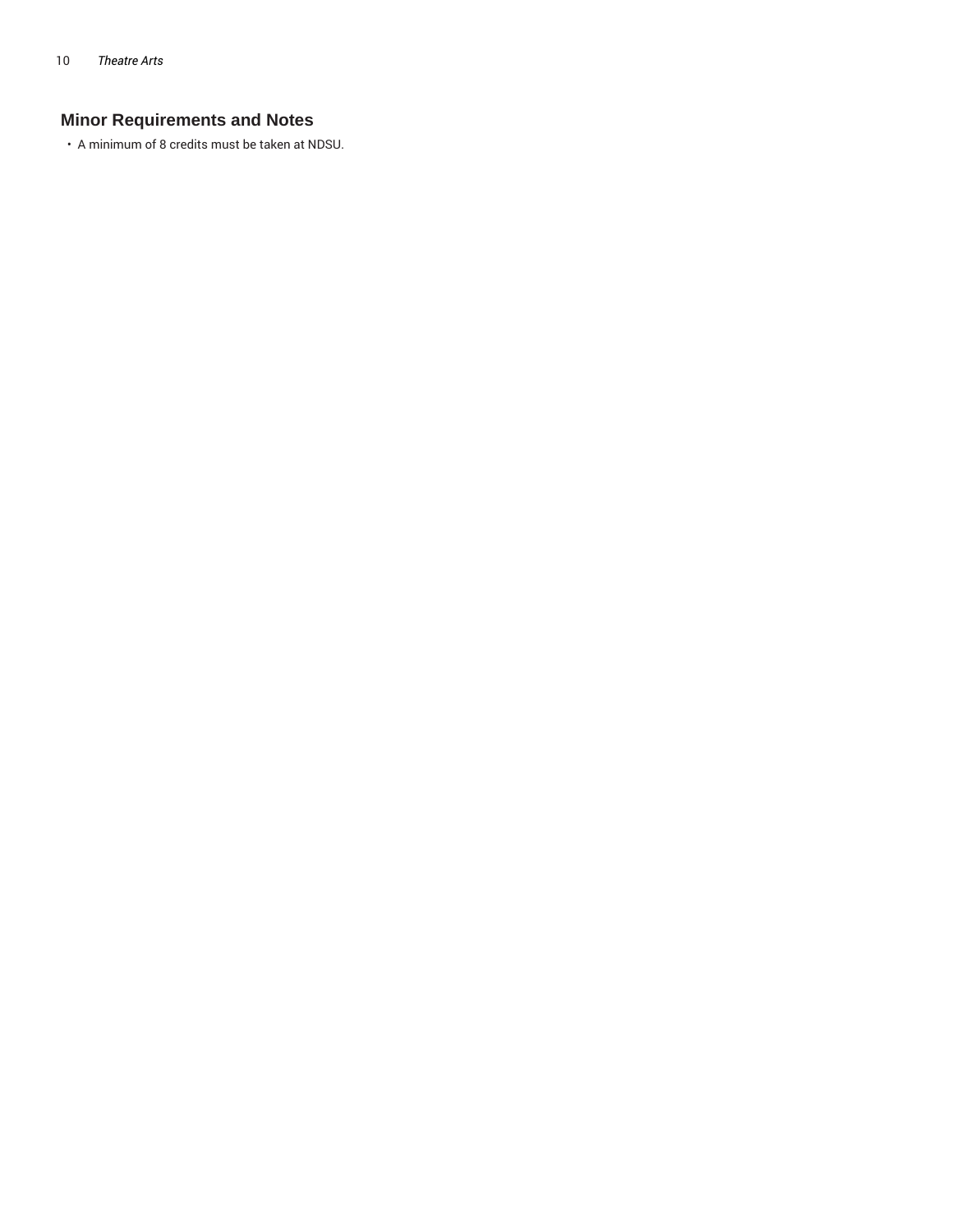## Minor Requirements and Notes

- A minimum of 8 credits must be taken at NDSU.